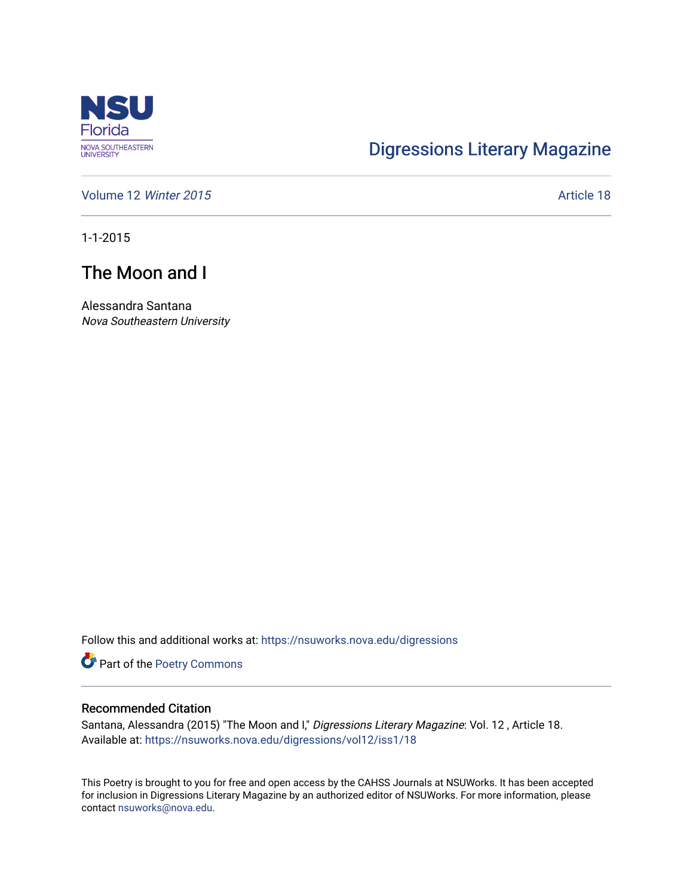Digressions Literary Magazine

Volume 12 *Winter 2015* Article 18

1-1-2015

# The Moon and I

Alessandra Santana
*Nova Southeastern University*

Follow this and additional works at: https://nsuworks.nova.edu/digressions

Part of the Poetry Commons

## Recommended Citation

Santana, Alessandra (2015) "The Moon and I," *Digressions Literary Magazine*: Vol. 12 , Article 18.
Available at: https://nsuworks.nova.edu/digressions/vol12/iss1/18

This Poetry is brought to you for free and open access by the CAHSS Journals at NSUWorks. It has been accepted for inclusion in Digressions Literary Magazine by an authorized editor of NSUWorks. For more information, please contact nsuworks@nova.edu.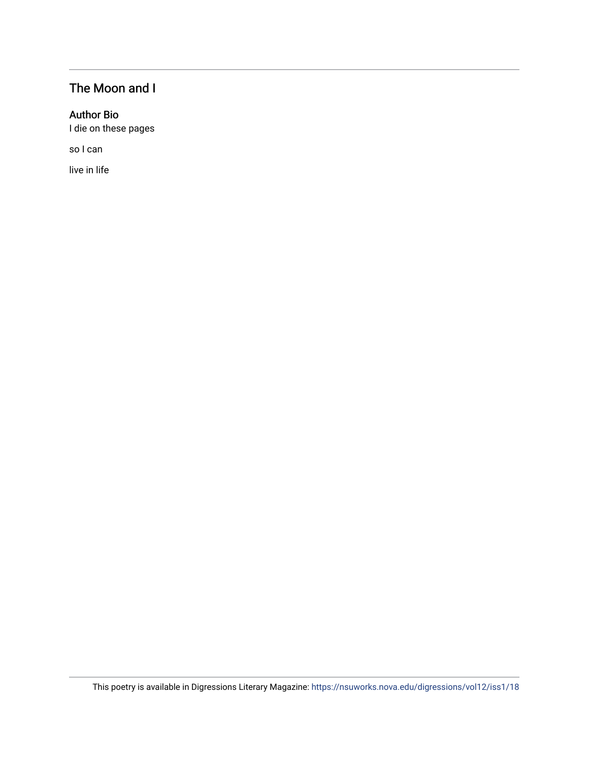## The Moon and I

### Author Bio

I die on these pages

so I can

live in life

This poetry is available in Digressions Literary Magazine: https://nsuworks.nova.edu/digressions/vol12/iss1/18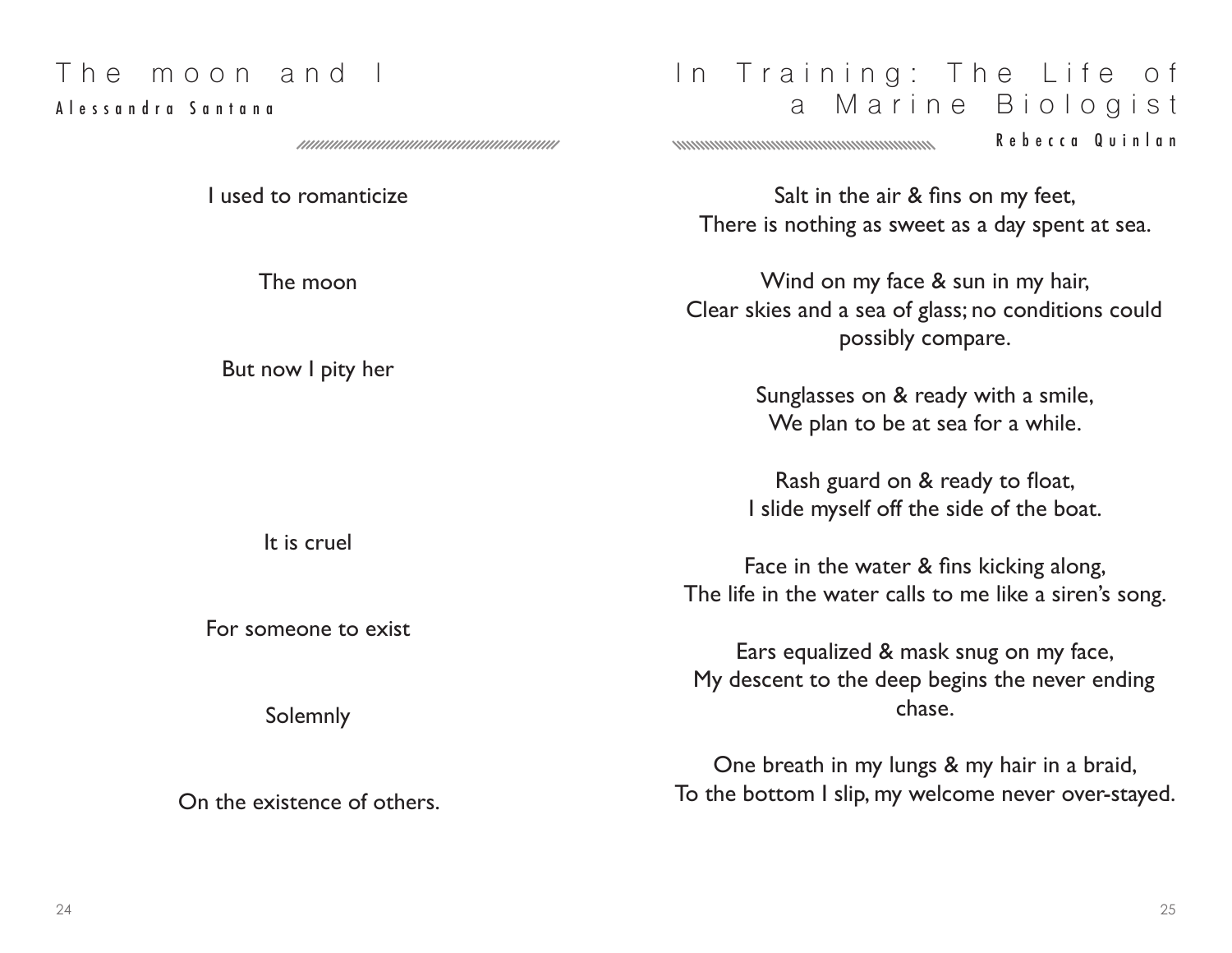## The moon and I

**Alessandra Santana**

I used to romanticize

The moon

But now I pity her

It is cruel

For someone to exist

Solemnly

On the existence of others.

## In Training: The Life of a Marine Biologist

**Rebecca Quinlan**

Salt in the air & fins on my feet,
There is nothing as sweet as a day spent at sea.

Wind on my face & sun in my hair,
Clear skies and a sea of glass; no conditions could possibly compare.

Sunglasses on & ready with a smile,
We plan to be at sea for a while.

Rash guard on & ready to float,
I slide myself off the side of the boat.

Face in the water & fins kicking along,
The life in the water calls to me like a siren's song.

Ears equalized & mask snug on my face,
My descent to the deep begins the never ending chase.

One breath in my lungs & my hair in a braid,
To the bottom I slip, my welcome never over-stayed.